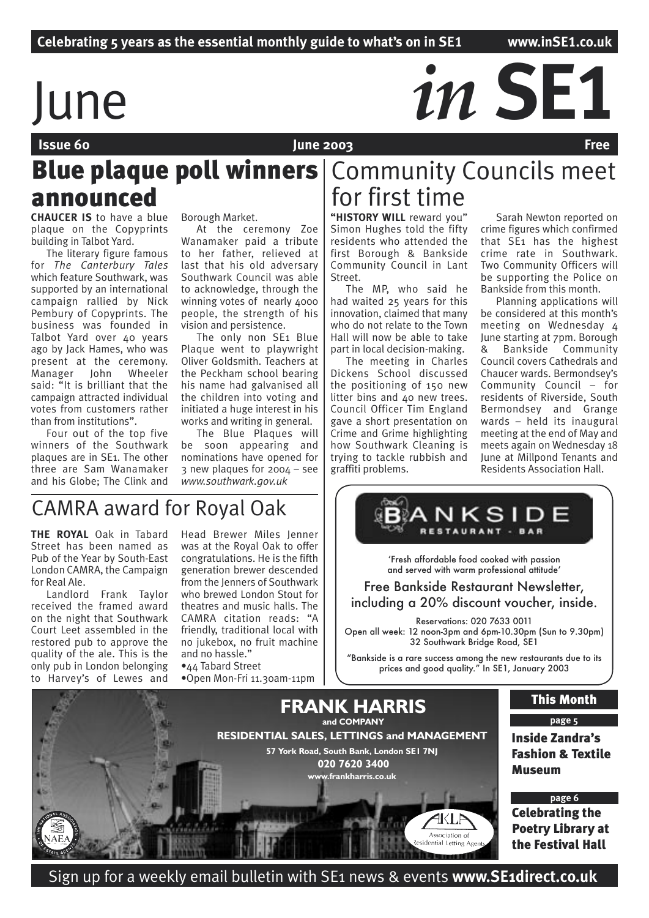Celebrating 5 years as the essential monthly guide to what's on in SE1 — www.inSE1.co.uk

# June *in* SE1

**Issue 60** — **June 2003** — **Free**

## Blue plaque poll winners announced

**CHAUCER IS** to have a blue plaque on the Copyprints building in Talbot Yard.

The literary figure famous for *The Canterbury Tales* which feature Southwark, was supported by an international campaign rallied by Nick Pembury of Copyprints. The business was founded in Talbot Yard over 40 years ago by Jack Hames, who was present at the ceremony. Manager John Wheeler said: "It is brilliant that the campaign attracted individual votes from customers rather than from institutions".

Four out of the top five winners of the Southwark plaques are in SE1. The other three are Sam Wanamaker and his Globe; The Clink and Borough Market.

At the ceremony Zoe Wanamaker paid a tribute to her father, relieved at last that his old adversary Southwark Council was able to acknowledge, through the winning votes of nearly 4000 people, the strength of his vision and persistence.

The only non SE1 Blue Plaque went to playwright Oliver Goldsmith. Teachers at the Peckham school bearing his name had galvanised all the children into voting and initiated a huge interest in his works and writing in general.

The Blue Plaques will be soon appearing and nominations have opened for 3 new plaques for 2004 – see *www.southwark.gov.uk*

## Community Councils meet for first time

**"HISTORY WILL** reward you" Simon Hughes told the fifty residents who attended the first Borough & Bankside Community Council in Lant Street.

The MP, who said he had waited 25 years for this innovation, claimed that many who do not relate to the Town Hall will now be able to take part in local decision-making.

The meeting in Charles Dickens School discussed the positioning of 150 new litter bins and 40 new trees. Council Officer Tim England gave a short presentation on Crime and Grime highlighting how Southwark Cleaning is trying to tackle rubbish and graffiti problems.

Sarah Newton reported on crime figures which confirmed that SE1 has the highest crime rate in Southwark. Two Community Officers will be supporting the Police on Bankside from this month.

Planning applications will be considered at this month's meeting on Wednesday 4 June starting at 7pm. Borough & Bankside Community Council covers Cathedrals and Chaucer wards. Bermondsey's Community Council – for residents of Riverside, South Bermondsey and Grange wards – held its inaugural meeting at the end of May and meets again on Wednesday 18 June at Millpond Tenants and Residents Association Hall.

## CAMRA award for Royal Oak

**THE ROYAL** Oak in Tabard Street has been named as Pub of the Year by South-East London CAMRA, the Campaign for Real Ale.

Landlord Frank Taylor received the framed award on the night that Southwark Court Leet assembled in the restored pub to approve the quality of the ale. This is the only pub in London belonging to Harvey's of Lewes and Head Brewer Miles Jenner was at the Royal Oak to offer congratulations. He is the fifth generation brewer descended from the Jenners of Southwark who brewed London Stout for theatres and music halls. The CAMRA citation reads: "A friendly, traditional local with no jukebox, no fruit machine and no hassle."

- 44 Tabard Street
- Open Mon-Fri 11.30am-11pm

---

**BANKSIDE**
RESTAURANT - BAR

'Fresh affordable food cooked with passion and served with warm professional attitude'

Free Bankside Restaurant Newsletter, including a 20% discount voucher, inside.

Reservations: 020 7633 0011
Open all week: 12 noon-3pm and 6pm-10.30pm (Sun to 9.30pm)
32 Southwark Bridge Road, SE1

"Bankside is a rare success among the new restaurants due to its prices and good quality." In SE1, January 2003

---

**FRANK HARRIS**
**and COMPANY**
**RESIDENTIAL SALES, LETTINGS and MANAGEMENT**
**57 York Road, South Bank, London SE1 7NJ**
**020 7620 3400**
**www.frankharris.co.uk**

NAEA — ARLA Association of Residential Letting Agents

---

### This Month

**page 5**
**Inside Zandra's Fashion & Textile Museum**

**page 6**
**Celebrating the Poetry Library at the Festival Hall**

---

Sign up for a weekly email bulletin with SE1 news & events **www.SE1direct.co.uk**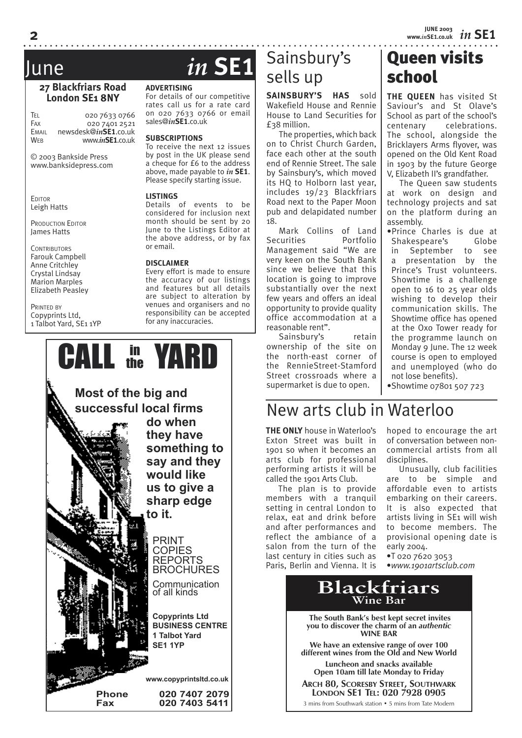# June *in* SE1

**27 Blackfriars Road**
**London SE1 8NY**

TEL 020 7633 0766
FAX 020 7401 2521
EMAIL newsdesk@*in*SE1.co.uk
WEB www.*in*SE1.co.uk

© 2003 Bankside Press
www.banksidepress.com

EDITOR
Leigh Hatts

PRODUCTION EDITOR
James Hatts

CONTRIBUTORS
Farouk Campbell
Anne Critchley
Crystal Lindsay
Marion Marples
Elizabeth Peasley

PRINTED BY
Copyprints Ltd,
1 Talbot Yard, SE1 1YP

**ADVERTISING**
For details of our competitive rates call us for a rate card on 020 7633 0766 or email sales@*in*SE1.co.uk

**SUBSCRIPTIONS**
To receive the next 12 issues by post in the UK please send a cheque for £6 to the address above, made payable to *in* SE1. Please specify starting issue.

**LISTINGS**
Details of events to be considered for inclusion next month should be sent by 20 June to the Listings Editor at the above address, or by fax or email.

**DISCLAIMER**
Every effort is made to ensure the accuracy of our listings and features but all details are subject to alteration by venues and organisers and no responsibility can be accepted for any inaccuracies.

**CALL in the YARD**

**Most of the big and successful local firms do when they have something to say and they would like us to give a sharp edge to it.**

PRINT
COPIES
REPORTS
BROCHURES

Communication of all kinds

**Copyprints Ltd**
**BUSINESS CENTRE**
**1 Talbot Yard**
**SE1 1YP**

**www.copyprintsltd.co.uk**

**Phone 020 7407 2079**
**Fax 020 7403 5411**

## Sainsbury's sells up

**SAINSBURY'S HAS** sold Wakefield House and Rennie House to Land Securities for £38 million.

The properties, which back on to Christ Church Garden, face each other at the south end of Rennie Street. The sale by Sainsbury's, which moved its HQ to Holborn last year, includes 19/23 Blackfriars Road next to the Paper Moon pub and delapidated number 18.

Mark Collins of Land Securities Portfolio Management said "We are very keen on the South Bank since we believe that this location is going to improve substantially over the next few years and offers an ideal opportunity to provide quality office accommodation at a reasonable rent".

Sainsbury's retain ownership of the site on the north-east corner of the RennieStreet-Stamford Street crossroads where a supermarket is due to open.

## Queen visits school

**THE QUEEN** has visited St Saviour's and St Olave's School as part of the school's centenary celebrations. The school, alongside the Bricklayers Arms flyover, was opened on the Old Kent Road in 1903 by the future George V, Elizabeth II's grandfather.

The Queen saw students at work on design and technology projects and sat on the platform during an assembly.

- Prince Charles is due at Shakespeare's Globe in September to see a presentation by the Prince's Trust volunteers. Showtime is a challenge open to 16 to 25 year olds wishing to develop their communication skills. The Showtime office has opened at the Oxo Tower ready for the programme launch on Monday 9 June. The 12 week course is open to employed and unemployed (who do not lose benefits).
- Showtime 07801 507 723

## New arts club in Waterloo

**THE ONLY** house in Waterloo's Exton Street was built in 1901 so when it becomes an arts club for professional performing artists it will be called the 1901 Arts Club.

The plan is to provide members with a tranquil setting in central London to relax, eat and drink before and after performances and reflect the ambiance of a salon from the turn of the last century in cities such as Paris, Berlin and Vienna. It is hoped to encourage the art of conversation between non-commercial artists from all disciplines.

Unusually, club facilities are to be simple and affordable even to artists embarking on their careers. It is also expected that artists living in SE1 will wish to become members. The provisional opening date is early 2004.

- T 020 7620 3053
- *www.1901artsclub.com*

**Blackfriars**
**Wine Bar**

**The South Bank's best kept secret invites you to discover the charm of an *authentic* WINE BAR**

**We have an extensive range of over 100 different wines from the Old and New World**

**Luncheon and snacks available**
**Open 10am till late Monday to Friday**

**ARCH 80, SCORESBY STREET, SOUTHWARK**
**LONDON SE1 TEL: 020 7928 0905**

3 mins from Southwark station • 5 mins from Tate Modern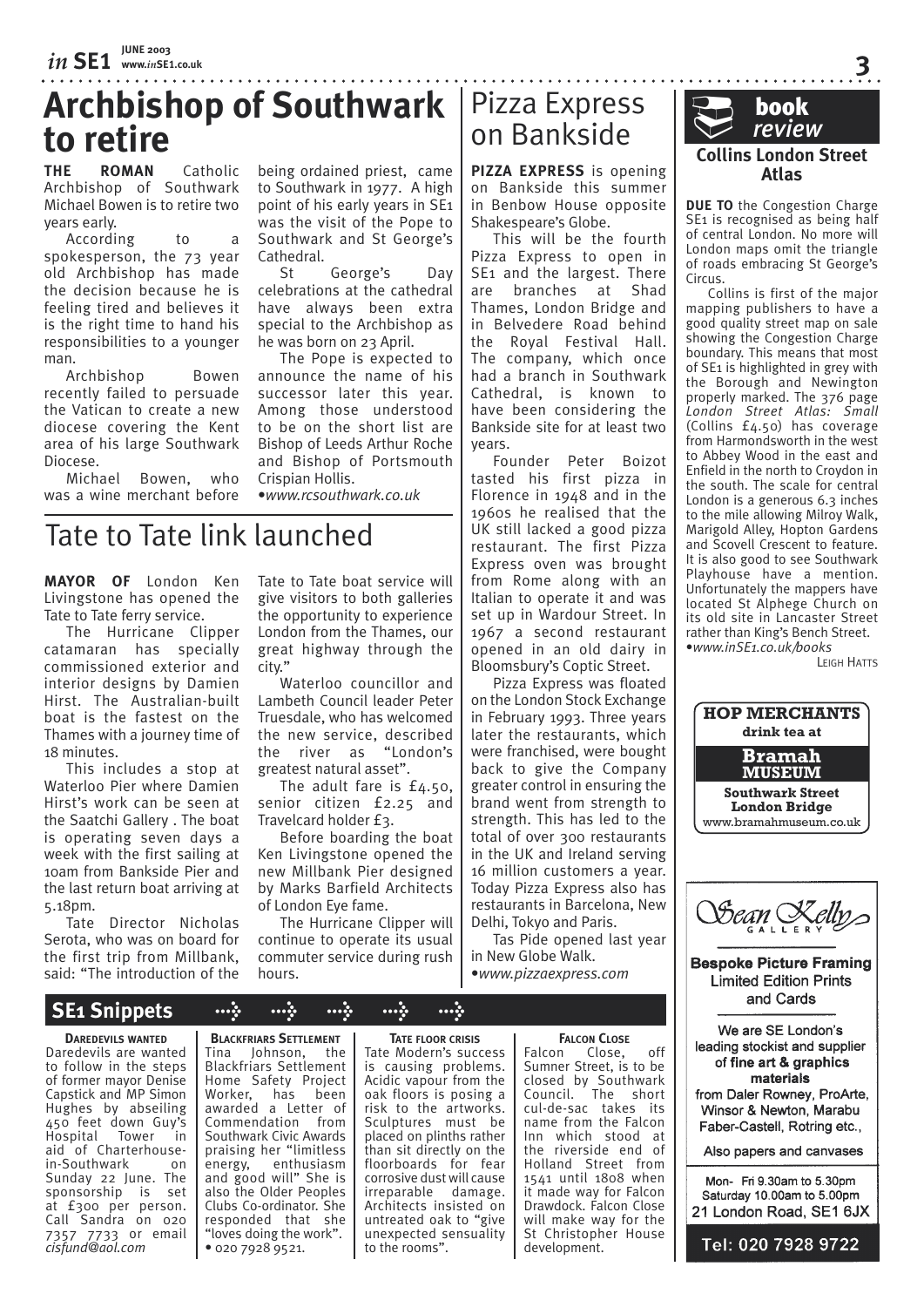# Archbishop of Southwark to retire

**THE ROMAN** Catholic Archbishop of Southwark Michael Bowen is to retire two years early.

According to a spokesperson, the 73 year old Archbishop has made the decision because he is feeling tired and believes it is the right time to hand his responsibilities to a younger man.

Archbishop Bowen recently failed to persuade the Vatican to create a new diocese covering the Kent area of his large Southwark Diocese.

Michael Bowen, who was a wine merchant before being ordained priest, came to Southwark in 1977. A high point of his early years in SE1 was the visit of the Pope to Southwark and St George's Cathedral.

St George's Day celebrations at the cathedral have always been extra special to the Archbishop as he was born on 23 April.

The Pope is expected to announce the name of his successor later this year. Among those understood to be on the short list are Bishop of Leeds Arthur Roche and Bishop of Portsmouth Crispian Hollis.

•*www.rcsouthwark.co.uk*

# Tate to Tate link launched

**MAYOR OF** London Ken Livingstone has opened the Tate to Tate ferry service.

The Hurricane Clipper catamaran has specially commissioned exterior and interior designs by Damien Hirst. The Australian-built boat is the fastest on the Thames with a journey time of 18 minutes.

This includes a stop at Waterloo Pier where Damien Hirst's work can be seen at the Saatchi Gallery . The boat is operating seven days a week with the first sailing at 10am from Bankside Pier and the last return boat arriving at 5.18pm.

Tate Director Nicholas Serota, who was on board for the first trip from Millbank, said: "The introduction of the Tate to Tate boat service will give visitors to both galleries the opportunity to experience London from the Thames, our great highway through the city."

Waterloo councillor and Lambeth Council leader Peter Truesdale, who has welcomed the new service, described the river as "London's greatest natural asset".

The adult fare is £4.50, senior citizen £2.25 and Travelcard holder £3.

Before boarding the boat Ken Livingstone opened the new Millbank Pier designed by Marks Barfield Architects of London Eye fame.

The Hurricane Clipper will continue to operate its usual commuter service during rush hours.

# Pizza Express on Bankside

**PIZZA EXPRESS** is opening on Bankside this summer in Benbow House opposite Shakespeare's Globe.

This will be the fourth Pizza Express to open in SE1 and the largest. There are branches at Shad Thames, London Bridge and in Belvedere Road behind the Royal Festival Hall. The company, which once had a branch in Southwark Cathedral, is known to have been considering the Bankside site for at least two years.

Founder Peter Boizot tasted his first pizza in Florence in 1948 and in the 1960s he realised that the UK still lacked a good pizza restaurant. The first Pizza Express oven was brought from Rome along with an Italian to operate it and was set up in Wardour Street. In 1967 a second restaurant opened in an old dairy in Bloomsbury's Coptic Street.

Pizza Express was floated on the London Stock Exchange in February 1993. Three years later the restaurants, which were franchised, were bought back to give the Company greater control in ensuring the brand went from strength to strength. This has led to the total of over 300 restaurants in the UK and Ireland serving 16 million customers a year. Today Pizza Express also has restaurants in Barcelona, New Delhi, Tokyo and Paris.

Tas Pide opened last year in New Globe Walk.

•*www.pizzaexpress.com*

## book review

### Collins London Street Atlas

**DUE TO** the Congestion Charge SE1 is recognised as being half of central London. No more will London maps omit the triangle of roads embracing St George's Circus.

Collins is first of the major mapping publishers to have a good quality street map on sale showing the Congestion Charge boundary. This means that most of SE1 is highlighted in grey with the Borough and Newington properly marked. The 376 page *London Street Atlas: Small* (Collins £4.50) has coverage from Harmondsworth in the west to Abbey Wood in the east and Enfield in the north to Croydon in the south. The scale for central London is a generous 6.3 inches to the mile allowing Milroy Walk, Marigold Alley, Hopton Gardens and Scovell Crescent to feature. It is also good to see Southwark Playhouse have a mention. Unfortunately the mappers have located St Alphege Church on its old site in Lancaster Street rather than King's Bench Street.

•*www.inSE1.co.uk/books*

LEIGH HATTS

**HOP MERCHANTS**
drink tea at
**Bramah MUSEUM**
**Southwark Street London Bridge**
www.bramahmuseum.co.uk

**Sean Kelly GALLERY**

**Bespoke Picture Framing**
Limited Edition Prints and Cards

We are SE London's leading stockist and supplier of **fine art & graphics materials** from Daler Rowney, ProArte, Winsor & Newton, Marabu Faber-Castell, Rotring etc.,

Also papers and canvases

Mon- Fri 9.30am to 5.30pm
Saturday 10.00am to 5.00pm
21 London Road, SE1 6JX

Tel: 020 7928 9722

## SE1 Snippets

**DAREDEVILS WANTED**
Daredevils are wanted to follow in the steps of former mayor Denise Capstick and MP Simon Hughes by abseiling 450 feet down Guy's Hospital Tower in aid of Charterhouse-in-Southwark on Sunday 22 June. The sponsorship is set at £300 per person. Call Sandra on 020 7357 7733 or email *cisfund@aol.com*

**BLACKFRIARS SETTLEMENT**
Tina Johnson, the Blackfriars Settlement Home Safety Project Worker, has been awarded a Letter of Commendation from Southwark Civic Awards praising her "limitless energy, enthusiasm and good will" She is also the Older Peoples Clubs Co-ordinator. She responded that she "loves doing the work".
• 020 7928 9521.

**TATE FLOOR CRISIS**
Tate Modern's success is causing problems. Acidic vapour from the oak floors is posing a risk to the artworks. Sculptures must be placed on plinths rather than sit directly on the floorboards for fear corrosive dust will cause irreparable damage. Architects insisted on untreated oak to "give unexpected sensuality to the rooms".

**FALCON CLOSE**
Falcon Close, off Sumner Street, is to be closed by Southwark Council. The short cul-de-sac takes its name from the Falcon Inn which stood at the riverside end of Holland Street from 1541 until 1808 when it made way for Falcon Drawdock. Falcon Close will make way for the St Christopher House development.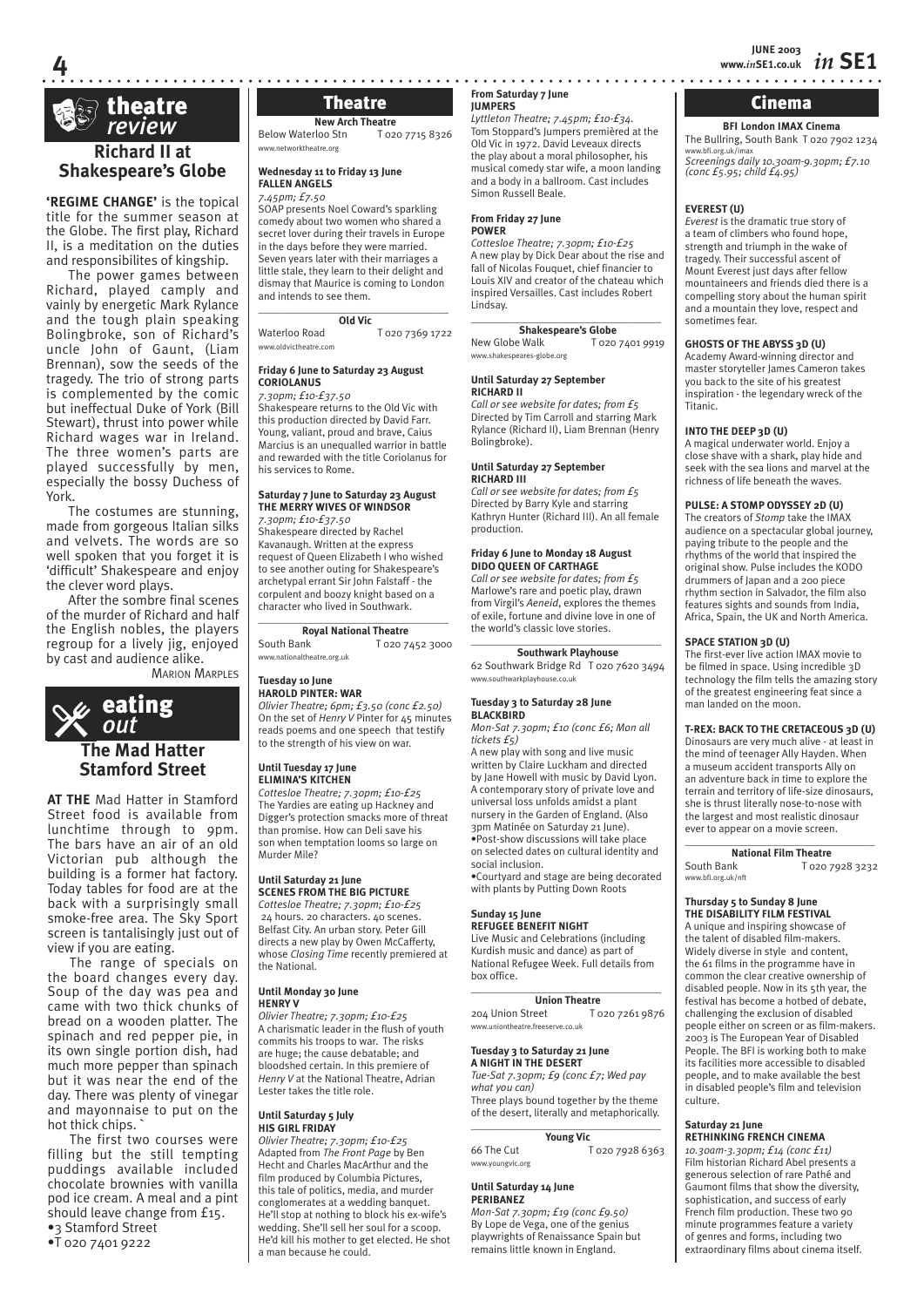# theatre *review*

## Richard II at Shakespeare's Globe

**'REGIME CHANGE'** is the topical title for the summer season at the Globe. The first play, Richard II, is a meditation on the duties and responsibilites of kingship.

The power games between Richard, played camply and vainly by energetic Mark Rylance and the tough plain speaking Bolingbroke, son of Richard's uncle John of Gaunt, (Liam Brennan), sow the seeds of the tragedy. The trio of strong parts is complemented by the comic but ineffectual Duke of York (Bill Stewart), thrust into power while Richard wages war in Ireland. The three women's parts are played successfully by men, especially the bossy Duchess of York.

The costumes are stunning, made from gorgeous Italian silks and velvets. The words are so well spoken that you forget it is 'difficult' Shakespeare and enjoy the clever word plays.

After the sombre final scenes of the murder of Richard and half the English nobles, the players regroup for a lively jig, enjoyed by cast and audience alike.

MARION MARPLES

# eating *out*

## The Mad Hatter Stamford Street

**AT THE** Mad Hatter in Stamford Street food is available from lunchtime through to 9pm. The bars have an air of an old Victorian pub although the building is a former hat factory. Today tables for food are at the back with a surprisingly small smoke-free area. The Sky Sport screen is tantalisingly just out of view if you are eating.

The range of specials on the board changes every day. Soup of the day was pea and came with two thick chunks of bread on a wooden platter. The spinach and red pepper pie, in its own single portion dish, had much more pepper than spinach but it was near the end of the day. There was plenty of vinegar and mayonnaise to put on the hot thick chips. `

The first two courses were filling but the still tempting puddings available included chocolate brownies with vanilla pod ice cream. A meal and a pint should leave change from £15.

- 3 Stamford Street
- T 020 7401 9222

# Theatre

### New Arch Theatre

Below Waterloo Stn T 020 7715 8326
www.networktheatre.org

**Wednesday 11 to Friday 13 June**
**FALLEN ANGELS**
*7.45pm; £7.50*
SOAP presents Noel Coward's sparkling comedy about two women who shared a secret lover during their travels in Europe in the days before they were married. Seven years later with their marriages a little stale, they learn to their delight and dismay that Maurice is coming to London and intends to see them.

### Old Vic

Waterloo Road T 020 7369 1722
www.oldvictheatre.com

**Friday 6 June to Saturday 23 August**
**CORIOLANUS**
*7.30pm; £10-£37.50*
Shakespeare returns to the Old Vic with this production directed by David Farr. Young, valiant, proud and brave, Caius Marcius is an unequalled warrior in battle and rewarded with the title Coriolanus for his services to Rome.

**Saturday 7 June to Saturday 23 August**
**THE MERRY WIVES OF WINDSOR**
*7.30pm; £10-£37.50*
Shakespeare directed by Rachel Kavanaugh. Written at the express request of Queen Elizabeth I who wished to see another outing for Shakespeare's archetypal errant Sir John Falstaff - the corpulent and boozy knight based on a character who lived in Southwark.

### Royal National Theatre

South Bank T 020 7452 3000
www.nationaltheatre.org.uk

**Tuesday 10 June**
**HAROLD PINTER: WAR**
*Olivier Theatre; 6pm; £3.50 (conc £2.50)*
On the set of *Henry V* Pinter for 45 minutes reads poems and one speech that testify to the strength of his view on war.

**Until Tuesday 17 June**
**ELIMINA'S KITCHEN**
*Cottesloe Theatre; 7.30pm; £10-£25*
The Yardies are eating up Hackney and Digger's protection smacks more of threat than promise. How can Deli save his son when temptation looms so large on Murder Mile?

**Until Saturday 21 June**
**SCENES FROM THE BIG PICTURE**
*Cottesloe Theatre; 7.30pm; £10-£25*
24 hours. 20 characters. 40 scenes. Belfast City. An urban story. Peter Gill directs a new play by Owen McCafferty, whose *Closing Time* recently premiered at the National.

**Until Monday 30 June**
**HENRY V**
*Olivier Theatre; 7.30pm; £10-£25*
A charismatic leader in the flush of youth commits his troops to war. The risks are huge; the cause debatable; and bloodshed certain. In this premiere of *Henry V* at the National Theatre, Adrian Lester takes the title role.

**Until Saturday 5 July**
**HIS GIRL FRIDAY**
*Olivier Theatre; 7.30pm; £10-£25*
Adapted from *The Front Page* by Ben Hecht and Charles MacArthur and the film produced by Columbia Pictures, this tale of politics, media, and murder conglomerates at a wedding banquet. He'll stop at nothing to block his ex-wife's wedding. She'll sell her soul for a scoop. He'd kill his mother to get elected. He shot a man because he could.

**From Saturday 7 June**
**JUMPERS**
*Lyttleton Theatre; 7.45pm; £10-£34.*
Tom Stoppard's Jumpers premièred at the Old Vic in 1972. David Leveaux directs the play about a moral philosopher, his musical comedy star wife, a moon landing and a body in a ballroom. Cast includes Simon Russell Beale.

**From Friday 27 June**
**POWER**
*Cottesloe Theatre; 7.30pm; £10-£25*
A new play by Dick Dear about the rise and fall of Nicolas Fouquet, chief financier to Louis XIV and creator of the chateau which inspired Versailles. Cast includes Robert Lindsay.

### Shakespeare's Globe

New Globe Walk T 020 7401 9919
www.shakespeares-globe.org

**Until Saturday 27 September**
**RICHARD II**
*Call or see website for dates; from £5*
Directed by Tim Carroll and starring Mark Rylance (Richard II), Liam Brennan (Henry Bolingbroke).

**Until Saturday 27 September**
**RICHARD III**
*Call or see website for dates; from £5*
Directed by Barry Kyle and starring Kathryn Hunter (Richard III). An all female production.

**Friday 6 June to Monday 18 August**
**DIDO QUEEN OF CARTHAGE**
*Call or see website for dates; from £5*
Marlowe's rare and poetic play, drawn from Virgil's *Aeneid*, explores the themes of exile, fortune and divine love in one of the world's classic love stories.

### Southwark Playhouse

62 Southwark Bridge Rd T 020 7620 3494
www.southwarkplayhouse.co.uk

**Tuesday 3 to Saturday 28 June**
**BLACKBIRD**
*Mon-Sat 7.30pm; £10 (conc £6; Mon all tickets £5)*
A new play with song and live music written by Claire Luckham and directed by Jane Howell with music by David Lyon. A contemporary story of private love and universal loss unfolds amidst a plant nursery in the Garden of England. (Also 3pm Matinée on Saturday 21 June).
- Post-show discussions will take place on selected dates on cultural identity and social inclusion.
- Courtyard and stage are being decorated with plants by Putting Down Roots

**Sunday 15 June**
**REFUGEE BENEFIT NIGHT**
Live Music and Celebrations (including Kurdish music and dance) as part of National Refugee Week. Full details from box office.

### Union Theatre

204 Union Street T 020 7261 9876
www.uniontheatre.freeserve.co.uk

**Tuesday 3 to Saturday 21 June**
**A NIGHT IN THE DESERT**
*Tue-Sat 7.30pm; £9 (conc £7; Wed pay what you can)*
Three plays bound together by the theme of the desert, literally and metaphorically.

### Young Vic

66 The Cut T 020 7928 6363
www.youngvic.org

**Until Saturday 14 June**
**PERIBANEZ**
*Mon-Sat 7.30pm; £19 (conc £9.50)*
By Lope de Vega, one of the genius playwrights of Renaissance Spain but remains little known in England.

# Cinema

### BFI London IMAX Cinema

The Bullring, South Bank T 020 7902 1234
www.bfi.org.uk/imax
*Screenings daily 10.30am-9.30pm; £7.10 (conc £5.95; child £4.95)*

**EVEREST (U)**
*Everest* is the dramatic true story of a team of climbers who found hope, strength and triumph in the wake of tragedy. Their successful ascent of Mount Everest just days after fellow mountaineers and friends died there is a compelling story about the human spirit and a mountain they love, respect and sometimes fear.

**GHOSTS OF THE ABYSS 3D (U)**
Academy Award-winning director and master storyteller James Cameron takes you back to the site of his greatest inspiration - the legendary wreck of the Titanic.

**INTO THE DEEP 3D (U)**
A magical underwater world. Enjoy a close shave with a shark, play hide and seek with the sea lions and marvel at the richness of life beneath the waves.

**PULSE: A STOMP ODYSSEY 2D (U)**
The creators of *Stomp* take the IMAX audience on a spectacular global journey, paying tribute to the people and the rhythms of the world that inspired the original show. Pulse includes the KODO drummers of Japan and a 200 piece rhythm section in Salvador, the film also features sights and sounds from India, Africa, Spain, the UK and North America.

**SPACE STATION 3D (U)**
The first-ever live action IMAX movie to be filmed in space. Using incredible 3D technology the film tells the amazing story of the greatest engineering feat since a man landed on the moon.

**T-REX: BACK TO THE CRETACEOUS 3D (U)**
Dinosaurs are very much alive - at least in the mind of teenager Ally Hayden. When a museum accident transports Ally on an adventure back in time to explore the terrain and territory of life-size dinosaurs, she is thrust literally nose-to-nose with the largest and most realistic dinosaur ever to appear on a movie screen.

### National Film Theatre

South Bank T 020 7928 3232
www.bfi.org.uk/nft

**Thursday 5 to Sunday 8 June**
**THE DISABILITY FILM FESTIVAL**
A unique and inspiring showcase of the talent of disabled film-makers. Widely diverse in style and content, the 61 films in the programme have in common the clear creative ownership of disabled people. Now in its 5th year, the festival has become a hotbed of debate, challenging the exclusion of disabled people either on screen or as film-makers. 2003 is The European Year of Disabled People. The BFI is working both to make its facilities more accessible to disabled people, and to make available the best in disabled people's film and television culture.

**Saturday 21 June**
**RETHINKING FRENCH CINEMA**
*10.30am-3.30pm; £14 (conc £11)*
Film historian Richard Abel presents a generous selection of rare Pathé and Gaumont films that show the diversity, sophistication, and success of early French film production. These two 90 minute programmes feature a variety of genres and forms, including two extraordinary films about cinema itself.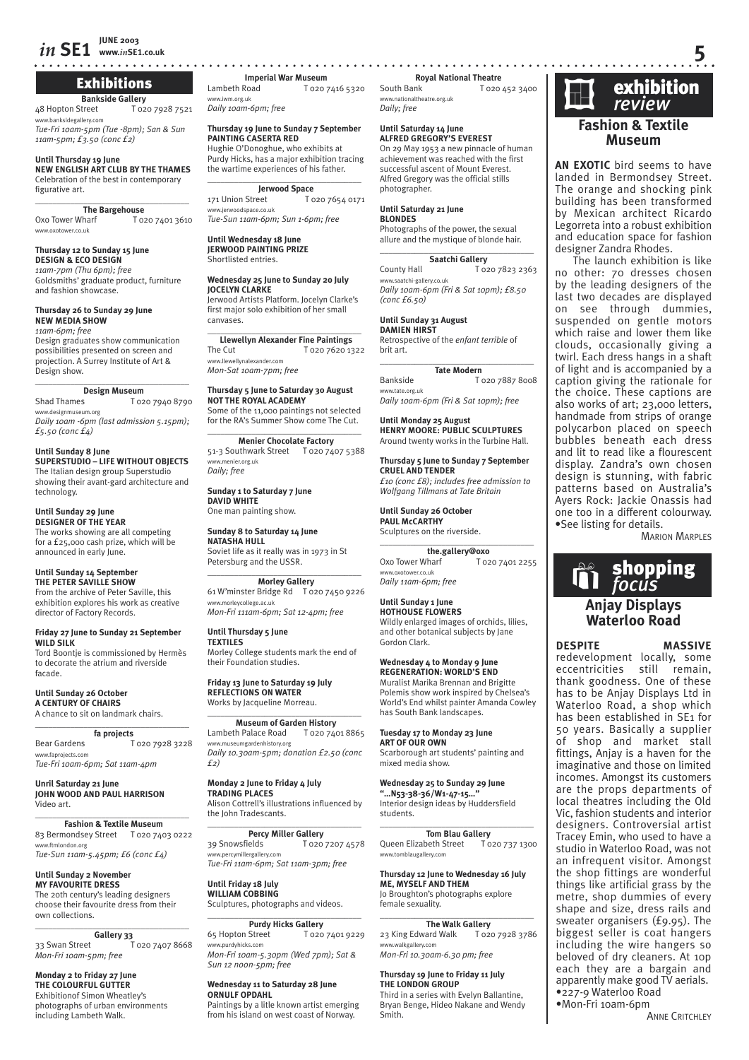# Exhibitions

### Bankside Gallery

48 Hopton Street T 020 7928 7521
www.banksidegallery.com
*Tue-Fri 10am-5pm (Tue -8pm); San & Sun 11am-5pm; £3.50 (conc £2)*

**Until Thursday 19 June**
**NEW ENGLISH ART CLUB BY THE THAMES**
Celebration of the best in contemporary figurative art.

### The Bargehouse

Oxo Tower Wharf T 020 7401 3610
www.oxotower.co.uk

**Thursday 12 to Sunday 15 June**
**DESIGN & ECO DESIGN**
*11am-7pm (Thu 6pm); free*
Goldsmiths' graduate product, furniture and fashion showcase.

**Thursday 26 to Sunday 29 June**
**NEW MEDIA SHOW**
*11am-6pm; free*
Design graduates show communication possibilities presented on screen and projection. A Surrey Institute of Art & Design show.

### Design Museum

Shad Thames T 020 7940 8790
www.designmuseum.org
*Daily 10am -6pm (last admission 5.15pm); £5.50 (conc £4)*

**Until Sunday 8 June**
**SUPERSTUDIO – LIFE WITHOUT OBJECTS**
The Italian design group Superstudio showing their avant-gard architecture and technology.

**Until Sunday 29 June**
**DESIGNER OF THE YEAR**
The works showing are all competing for a £25,000 cash prize, which will be announced in early June.

**Until Sunday 14 September**
**THE PETER SAVILLE SHOW**
From the archive of Peter Saville, this exhibition explores his work as creative director of Factory Records.

**Friday 27 June to Sunday 21 September**
**WILD SILK**
Tord Boontje is commissioned by Hermès to decorate the atrium and riverside facade.

**Until Sunday 26 October**
**A CENTURY OF CHAIRS**
A chance to sit on landmark chairs.

### fa projects

Bear Gardens T 020 7928 3228
www.faprojects.com
*Tue-Fri 10am-6pm; Sat 11am-4pm*

**Unril Saturday 21 June**
**JOHN WOOD AND PAUL HARRISON**
Video art.

### Fashion & Textile Museum

83 Bermondsey Street T 020 7403 0222
www.ftmlondon.org
*Tue-Sun 11am-5.45pm; £6 (conc £4)*

**Until Sunday 2 November**
**MY FAVOURITE DRESS**
The 20th century's leading designers choose their favourite dress from their own collections.

### Gallery 33

33 Swan Street T 020 7407 8668
*Mon-Fri 10am-5pm; free*

**Monday 2 to Friday 27 June**
**THE COLOURFUL GUTTER**
Exhibitionof Simon Wheatley's photographs of urban environments including Lambeth Walk.

### Imperial War Museum

Lambeth Road T 020 7416 5320
www.iwm.org.uk
*Daily 10am-6pm; free*

**Thursday 19 June to Sunday 7 September**
**PAINTING CASERTA RED**
Hughie O'Donoghue, who exhibits at Purdy Hicks, has a major exhibition tracing the wartime experiences of his father.

### Jerwood Space

171 Union Street T 020 7654 0171
www.jerwoodspace.co.uk
*Tue-Sun 11am-6pm; Sun 1-6pm; free*

**Until Wednesday 18 June**
**JERWOOD PAINTING PRIZE**
Shortlisted entries.

**Wednesday 25 June to Sunday 20 July**
**JOCELYN CLARKE**
Jerwood Artists Platform. Jocelyn Clarke's first major solo exhibition of her small canvases.

### Llewellyn Alexander Fine Paintings

The Cut T 020 7620 1322
www.llewellynalexander.com
*Mon-Sat 10am-7pm; free*

**Thursday 5 June to Saturday 30 August**
**NOT THE ROYAL ACADEMY**
Some of the 11,000 paintings not selected for the RA's Summer Show come The Cut.

### Menier Chocolate Factory

51-3 Southwark Street T 020 7407 5388
www.menier.org.uk
*Daily; free*

**Sunday 1 to Saturday 7 June**
**DAVID WHITE**
One man painting show.

**Sunday 8 to Saturday 14 June**
**NATASHA HULL**
Soviet life as it really was in 1973 in St Petersburg and the USSR.

### Morley Gallery

61 W'minster Bridge Rd T 020 7450 9226
www.morleycollege.ac.uk
*Mon-Fri 111am-6pm; Sat 12-4pm; free*

**Until Thursday 5 June**
**TEXTILES**
Morley College students mark the end of their Foundation studies.

**Friday 13 June to Saturday 19 July**
**REFLECTIONS ON WATER**
Works by Jacqueline Morreau.

### Museum of Garden History

Lambeth Palace Road T 020 7401 8865
www.museumgardenhistory.org
*Daily 10.30am-5pm; donation £2.50 (conc £2)*

**Monday 2 June to Friday 4 July**
**TRADING PLACES**
Alison Cottrell's illustrations influenced by the John Tradescants.

### Percy Miller Gallery

39 Snowsfields T 020 7207 4578
www.percymillergallery.com
*Tue-Fri 11am-6pm; Sat 11am-3pm; free*

**Until Friday 18 July**
**WILLIAM COBBING**
Sculptures, photographs and videos.

### Purdy Hicks Gallery

65 Hopton Street T 020 7401 9229
www.purdyhicks.com
*Mon-Fri 10am-5.30pm (Wed 7pm); Sat & Sun 12 noon-5pm; free*

**Wednesday 11 to Saturday 28 June**
**ORNULF OPDAHL**
Paintings by a litle known artist emerging from his island on west coast of Norway.

### Royal National Theatre

South Bank T 020 452 3400
www.nationaltheatre.org.uk
*Daily; free*

**Until Saturday 14 June**
**ALFRED GREGORY'S EVEREST**
On 29 May 1953 a new pinnacle of human achievement was reached with the first successful ascent of Mount Everest. Alfred Gregory was the official stills photographer.

**Until Saturday 21 June**
**BLONDES**
Photographs of the power, the sexual allure and the mystique of blonde hair.

### Saatchi Gallery

County Hall T 020 7823 2363
www.saatchi-gallery.co.uk
*Daily 10am-6pm (Fri & Sat 10pm); £8.50 (conc £6.50)*

**Until Sunday 31 August**
**DAMIEN HIRST**
Retrospective of the *enfant terrible* of brit art.

### Tate Modern

Bankside T 020 7887 8008
www.tate.org.uk
*Daily 10am-6pm (Fri & Sat 10pm); free*

**Until Monday 25 August**
**HENRY MOORE: PUBLIC SCULPTURES**
Around twenty works in the Turbine Hall.

**Thursday 5 June to Sunday 7 September**
**CRUEL AND TENDER**
*£10 (conc £8); includes free admission to Wolfgang Tillmans at Tate Britain*

**Until Sunday 26 October**
**PAUL McCARTHY**
Sculptures on the riverside.

### the.gallery@oxo

Oxo Tower Wharf T 020 7401 2255
www.oxotower.co.uk
*Daily 11am-6pm; free*

**Until Sunday 1 June**
**HOTHOUSE FLOWERS**
Wildly enlarged images of orchids, lilies, and other botanical subjects by Jane Gordon Clark.

**Wednesday 4 to Monday 9 June**
**REGENERATION: WORLD'S END**
Muralist Marika Brennan and Brigitte Polemis show work inspired by Chelsea's World's End whilst painter Amanda Cowley has South Bank landscapes.

**Tuesday 17 to Monday 23 June**
**ART OF OUR OWN**
Scarborough art students' painting and mixed media show.

**Wednesday 25 to Sunday 29 June**
**"...N53-38-36/W1-47-15..."**
Interior design ideas by Huddersfield students.

### Tom Blau Gallery

Queen Elizabeth Street T 020 737 1300
www.tomblaugallery.com

**Thursday 12 June to Wednesday 16 July**
**ME, MYSELF AND THEM**
Jo Broughton's photographs explore female sexuality.

### The Walk Gallery

23 King Edward Walk T 020 7928 3786
www.walkgallery.com
*Mon-Fri 10.30am-6.30 pm; free*

**Thursday 19 June to Friday 11 July**
**THE LONDON GROUP**
Third in a series with Evelyn Ballantine, Bryan Benge, Hideo Nakane and Wendy Smith.

# exhibition *review*

## Fashion & Textile Museum

**AN EXOTIC** bird seems to have landed in Bermondsey Street. The orange and shocking pink building has been transformed by Mexican architect Ricardo Legorreta into a robust exhibition and education space for fashion designer Zandra Rhodes.

The launch exhibition is like no other: 70 dresses chosen by the leading designers of the last two decades are displayed on see through dummies, suspended on gentle motors which raise and lower them like clouds, occasionally giving a twirl. Each dress hangs in a shaft of light and is accompanied by a caption giving the rationale for the choice. These captions are also works of art; 23,000 letters, handmade from strips of orange polycarbon placed on speech bubbles beneath each dress and lit to read like a flourescent display. Zandra's own chosen design is stunning, with fabric patterns based on Australia's Ayers Rock: Jackie Onassis had one too in a different colourway.
•See listing for details.

MARION MARPLES

# shopping *focus*

## Anjay Displays Waterloo Road

**DESPITE MASSIVE** redevelopment locally, some eccentricities still remain, thank goodness. One of these has to be Anjay Displays Ltd in Waterloo Road, a shop which has been established in SE1 for 50 years. Basically a supplier of shop and market stall fittings, Anjay is a haven for the imaginative and those on limited incomes. Amongst its customers are the props departments of local theatres including the Old Vic, fashion students and interior designers. Controversial artist Tracey Emin, who used to have a studio in Waterloo Road, was not an infrequent visitor. Amongst the shop fittings are wonderful things like artificial grass by the metre, shop dummies of every shape and size, dress rails and sweater organisers (£9.95). The biggest seller is coat hangers including the wire hangers so beloved of dry cleaners. At 10p each they are a bargain and apparently make good TV aerials.
•227-9 Waterloo Road
•Mon-Fri 10am-6pm

ANNE CRITCHLEY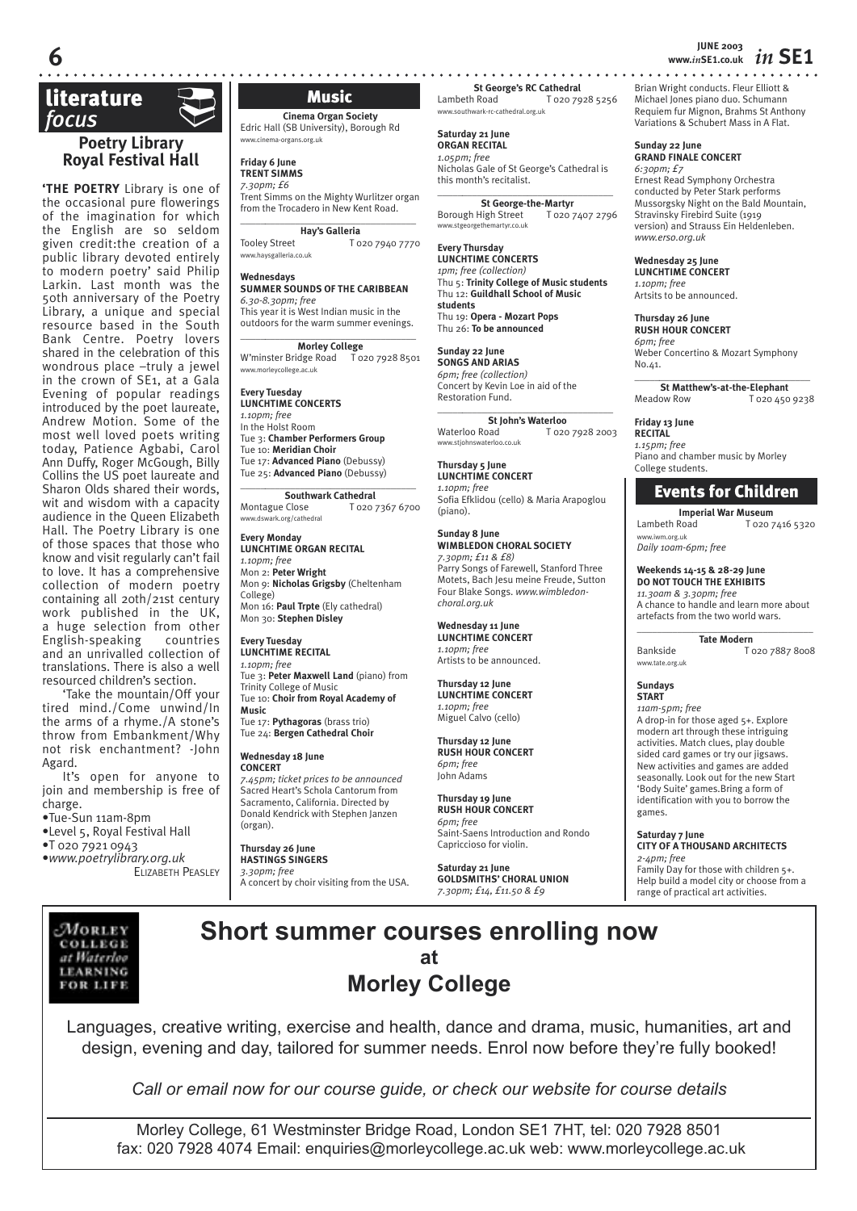# literature *focus*

## Poetry Library Royal Festival Hall

**'THE POETRY** Library is one of the occasional pure flowerings of the imagination for which the English are so seldom given credit:the creation of a public library devoted entirely to modern poetry' said Philip Larkin. Last month was the 50th anniversary of the Poetry Library, a unique and special resource based in the South Bank Centre. Poetry lovers shared in the celebration of this wondrous place –truly a jewel in the crown of SE1, at a Gala Evening of popular readings introduced by the poet laureate, Andrew Motion. Some of the most well loved poets writing today, Patience Agbabi, Carol Ann Duffy, Roger McGough, Billy Collins the US poet laureate and Sharon Olds shared their words, wit and wisdom with a capacity audience in the Queen Elizabeth Hall. The Poetry Library is one of those spaces that those who know and visit regularly can't fail to love. It has a comprehensive collection of modern poetry containing all 20th/21st century work published in the UK, a huge selection from other English-speaking countries and an unrivalled collection of translations. There is also a well resourced children's section.

'Take the mountain/Off your tired mind./Come unwind/In the arms of a rhyme./A stone's throw from Embankment/Why not risk enchantment? -John Agard.

It's open for anyone to join and membership is free of charge.

- Tue-Sun 11am-8pm
- Level 5, Royal Festival Hall
- T 020 7921 0943
- *www.poetrylibrary.org.uk*

ELIZABETH PEASLEY

# Music

**Cinema Organ Society**
Edric Hall (SB University), Borough Rd
www.cinema-organs.org.uk

**Friday 6 June**
**TRENT SIMMS**
*7.30pm; £6*
Trent Simms on the Mighty Wurlitzer organ from the Trocadero in New Kent Road.

**Hay's Galleria**
Tooley Street T 020 7940 7770
www.haysgalleria.co.uk

**Wednesdays**
**SUMMER SOUNDS OF THE CARIBBEAN**
*6.30-8.30pm; free*
This year it is West Indian music in the outdoors for the warm summer evenings.

**Morley College**
W'minster Bridge Road T 020 7928 8501
www.morleycollege.ac.uk

**Every Tuesday**
**LUNCHTIME CONCERTS**
*1.10pm; free*
In the Holst Room
Tue 3: **Chamber Performers Group**
Tue 10: **Meridian Choir**
Tue 17: **Advanced Piano** (Debussy)
Tue 25: **Advanced Piano** (Debussy)

**Southwark Cathedral**
Montague Close T 020 7367 6700
www.dswark.org/cathedral

**Every Monday**
**LUNCHTIME ORGAN RECITAL**
*1.10pm; free*
Mon 2: **Peter Wright**
Mon 9: **Nicholas Grigsby** (Cheltenham College)
Mon 16: **Paul Trpte** (Ely cathedral)
Mon 30: **Stephen Disley**

**Every Tuesday**
**LUNCHTIME RECITAL**
*1.10pm; free*
Tue 3: **Peter Maxwell Land** (piano) from Trinity College of Music
Tue 10: **Choir from Royal Academy of Music**
Tue 17: **Pythagoras** (brass trio)
Tue 24: **Bergen Cathedral Choir**

**Wednesday 18 June**
**CONCERT**
*7.45pm; ticket prices to be announced*
Sacred Heart's Schola Cantorum from Sacramento, California. Directed by Donald Kendrick with Stephen Janzen (organ).

**Thursday 26 June**
**HASTINGS SINGERS**
*3.30pm; free*
A concert by choir visiting from the USA.

**St George's RC Cathedral**
Lambeth Road T 020 7928 5256
www.southwark-rc-cathedral.org.uk

**Saturday 21 June**
**ORGAN RECITAL**
*1.05pm; free*
Nicholas Gale of St George's Cathedral is this month's recitalist.

**St George-the-Martyr**
Borough High Street T 020 7407 2796
www.stgeorgethemartyr.co.uk

**Every Thursday**
**LUNCHTIME CONCERTS**
*1pm; free (collection)*
Thu 5: **Trinity College of Music students**
Thu 12: **Guildhall School of Music students**
Thu 19: **Opera - Mozart Pops**
Thu 26: **To be announced**

**Sunday 22 June**
**SONGS AND ARIAS**
*6pm; free (collection)*
Concert by Kevin Loe in aid of the Restoration Fund.

**St John's Waterloo**
Waterloo Road T 020 7928 2003
www.stjohnswaterloo.co.uk

**Thursday 5 June**
**LUNCHTIME CONCERT**
*1.10pm; free*
Sofia Efklidou (cello) & Maria Arapoglou (piano).

**Sunday 8 June**
**WIMBLEDON CHORAL SOCIETY**
*7.30pm; £11 & £8)*
Parry Songs of Farewell, Stanford Three Motets, Bach Jesu meine Freude, Sutton Four Blake Songs. *www.wimbledon-choral.org.uk*

**Wednesday 11 June**
**LUNCHTIME CONCERT**
*1.10pm; free*
Artists to be announced.

**Thursday 12 June**
**LUNCHTIME CONCERT**
*1.10pm; free*
Miguel Calvo (cello)

**Thursday 12 June**
**RUSH HOUR CONCERT**
*6pm; free*
John Adams

**Thursday 19 June**
**RUSH HOUR CONCERT**
*6pm; free*
Saint-Saens Introduction and Rondo Capriccioso for violin.

**Saturday 21 June**
**GOLDSMITHS' CHORAL UNION**
*7.30pm; £14, £11.50 & £9*
Brian Wright conducts. Fleur Elliott & Michael Jones piano duo. Schumann Requiem fur Mignon, Brahms St Anthony Variations & Schubert Mass in A Flat.

**Sunday 22 June**
**GRAND FINALE CONCERT**
*6:30pm; £7*
Ernest Read Symphony Orchestra conducted by Peter Stark performs Mussorgsky Night on the Bald Mountain, Stravinsky Firebird Suite (1919 version) and Strauss Ein Heldenleben. *www.erso.org.uk*

**Wednesday 25 June**
**LUNCHTIME CONCERT**
*1.10pm; free*
Artsits to be announced.

**Thursday 26 June**
**RUSH HOUR CONCERT**
*6pm; free*
Weber Concertino & Mozart Symphony No.41.

**St Matthew's-at-the-Elephant**
Meadow Row T 020 450 9238

**Friday 13 June**
**RECITAL**
*1.15pm; free*
Piano and chamber music by Morley College students.

# Events for Children

**Imperial War Museum**
Lambeth Road T 020 7416 5320
www.iwm.org.uk
*Daily 10am-6pm; free*

**Weekends 14-15 & 28-29 June**
**DO NOT TOUCH THE EXHIBITS**
*11.30am & 3.30pm; free*
A chance to handle and learn more about artefacts from the two world wars.

**Tate Modern**
Bankside T 020 7887 8008
www.tate.org.uk

**Sundays**
**START**
*11am-5pm; free*
A drop-in for those aged 5+. Explore modern art through these intriguing activities. Match clues, play double sided card games or try our jigsaws. New activities and games are added seasonally. Look out for the new Start 'Body Suite' games.Bring a form of identification with you to borrow the games.

**Saturday 7 June**
**CITY OF A THOUSAND ARCHITECTS**
*2-4pm; free*
Family Day for those with children 5+. Help build a model city or choose from a range of practical art activities.

---

Morley College at Waterloo LEARNING FOR LIFE

## Short summer courses enrolling now at Morley College

Languages, creative writing, exercise and health, dance and drama, music, humanities, art and design, evening and day, tailored for summer needs. Enrol now before they're fully booked!

*Call or email now for our course guide, or check our website for course details*

Morley College, 61 Westminster Bridge Road, London SE1 7HT, tel: 020 7928 8501
fax: 020 7928 4074 Email: enquiries@morleycollege.ac.uk web: www.morleycollege.ac.uk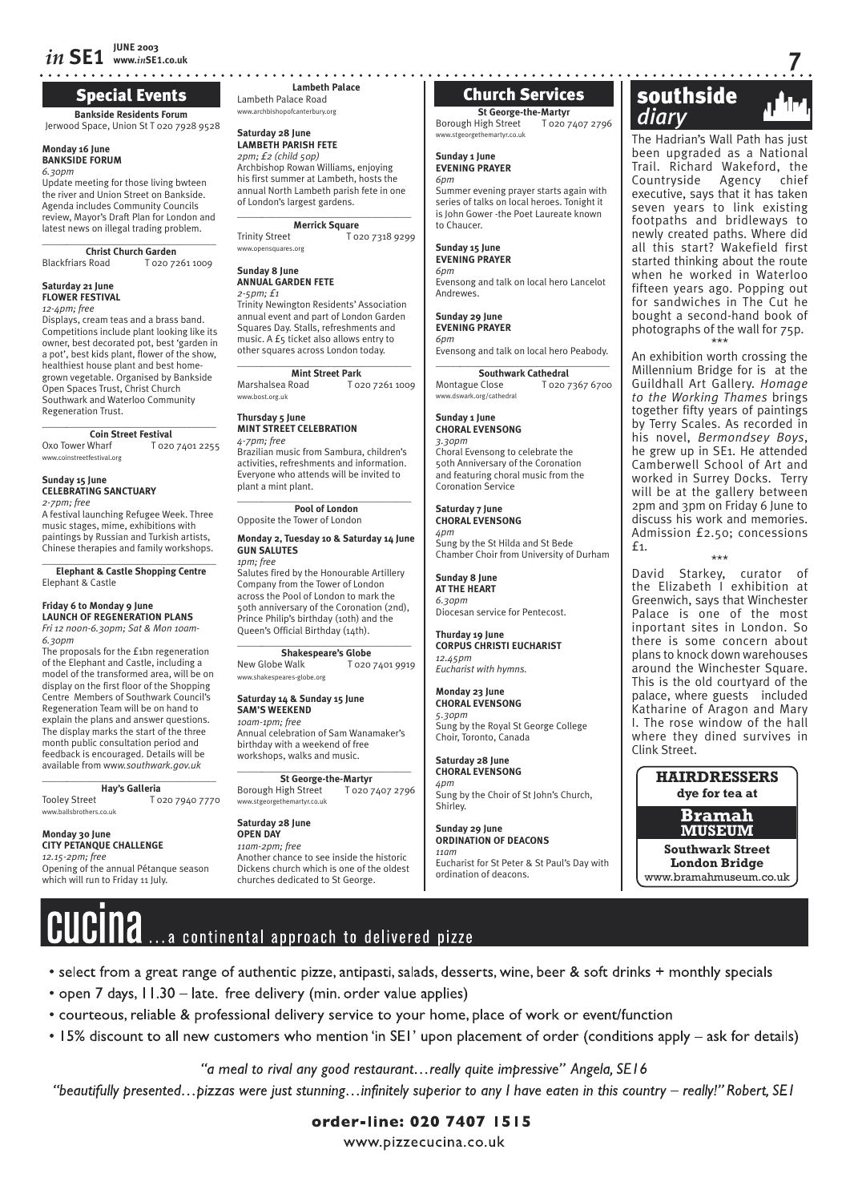## Special Events

**Bankside Residents Forum**
Jerwood Space, Union St T 020 7928 9528

**Monday 16 June**
**BANKSIDE FORUM**
*6.30pm*
Update meeting for those living bwteen the river and Union Street on Bankside. Agenda includes Community Councils review, Mayor's Draft Plan for London and latest news on illegal trading problem.

**Christ Church Garden**
Blackfriars Road T 020 7261 1009

**Saturday 21 June**
**FLOWER FESTIVAL**
*12-4pm; free*
Displays, cream teas and a brass band. Competitions include plant looking like its owner, best decorated pot, best 'garden in a pot', best kids plant, flower of the show, healthiest house plant and best home-grown vegetable. Organised by Bankside Open Spaces Trust, Christ Church Southwark and Waterloo Community Regeneration Trust.

**Coin Street Festival**
Oxo Tower Wharf T 020 7401 2255
www.coinstreetfestival.org

**Sunday 15 June**
**CELEBRATING SANCTUARY**
*2-7pm; free*
A festival launching Refugee Week. Three music stages, mime, exhibitions with paintings by Russian and Turkish artists, Chinese therapies and family workshops.

**Elephant & Castle Shopping Centre**
Elephant & Castle

**Friday 6 to Monday 9 June**
**LAUNCH OF REGENERATION PLANS**
*Fri 12 noon-6.30pm; Sat & Mon 10am-6.30pm*
The proposals for the £1bn regeneration of the Elephant and Castle, including a model of the transformed area, will be on display on the first floor of the Shopping Centre Members of Southwark Council's Regeneration Team will be on hand to explain the plans and answer questions. The display marks the start of the three month public consultation period and feedback is encouraged. Details will be available from *www.southwark.gov.uk*

**Hay's Galleria**
Tooley Street T 020 7940 7770
www.ballsbrothers.co.uk

**Monday 30 June**
**CITY PETANQUE CHALLENGE**
*12.15-2pm; free*
Opening of the annual Pétanque season which will run to Friday 11 July.

**Lambeth Palace**
Lambeth Palace Road
www.archbishopofcanterbury.org

**Saturday 28 June**
**LAMBETH PARISH FETE**
*2pm; £2 (child 50p)*
Archbishop Rowan Williams, enjoying his first summer at Lambeth, hosts the annual North Lambeth parish fete in one of London's largest gardens.

**Merrick Square**
Trinity Street T 020 7318 9299
www.opensquares.org

**Sunday 8 June**
**ANNUAL GARDEN FETE**
*2-5pm; £1*
Trinity Newington Residents' Association annual event and part of London Garden Squares Day. Stalls, refreshments and music. A £5 ticket also allows entry to other squares across London today.

**Mint Street Park**
Marshalsea Road T 020 7261 1009
www.bost.org.uk

**Thursday 5 June**
**MINT STREET CELEBRATION**
*4-7pm; free*
Brazilian music from Sambura, children's activities, refreshments and information. Everyone who attends will be invited to plant a mint plant.

**Pool of London**
Opposite the Tower of London

**Monday 2, Tuesday 10 & Saturday 14 June**
**GUN SALUTES**
*1pm; free*
Salutes fired by the Honourable Artillery Company from the Tower of London across the Pool of London to mark the 50th anniversary of the Coronation (2nd), Prince Philip's birthday (10th) and the Queen's Official Birthday (14th).

**Shakespeare's Globe**
New Globe Walk T 020 7401 9919
www.shakespeares-globe.org

**Saturday 14 & Sunday 15 June**
**SAM'S WEEKEND**
*10am-1pm; free*
Annual celebration of Sam Wanamaker's birthday with a weekend of free workshops, walks and music.

**St George-the-Martyr**
Borough High Street T 020 7407 2796
www.stgeorgethemartyr.co.uk

**Saturday 28 June**
**OPEN DAY**
*11am-2pm; free*
Another chance to see inside the historic Dickens church which is one of the oldest churches dedicated to St George.

## Church Services

**St George-the-Martyr**
Borough High Street T 020 7407 2796
www.stgeorgethemartyr.co.uk

**Sunday 1 June**
**EVENING PRAYER**
*6pm*
Summer evening prayer starts again with series of talks on local heroes. Tonight it is John Gower -the Poet Laureate known to Chaucer.

**Sunday 15 June**
**EVENING PRAYER**
*6pm*
Evensong and talk on local hero Lancelot Andrewes.

**Sunday 29 June**
**EVENING PRAYER**
*6pm*
Evensong and talk on local hero Peabody.

**Southwark Cathedral**
Montague Close T 020 7367 6700
www.dswark.org/cathedral

**Sunday 1 June**
**CHORAL EVENSONG**
*3.30pm*
Choral Evensong to celebrate the 50th Anniversary of the Coronation and featuring choral music from the Coronation Service

**Saturday 7 June**
**CHORAL EVENSONG**
*4pm*
Sung by the St Hilda and St Bede Chamber Choir from University of Durham

**Sunday 8 June**
**AT THE HEART**
*6.30pm*
Diocesan service for Pentecost.

**Thurday 19 June**
**CORPUS CHRISTI EUCHARIST**
*12.45pm*
*Eucharist with hymns.*

**Monday 23 June**
**CHORAL EVENSONG**
*5.30pm*
Sung by the Royal St George College Choir, Toronto, Canada

**Saturday 28 June**
**CHORAL EVENSONG**
*4pm*
Sung by the Choir of St John's Church, Shirley.

**Sunday 29 June**
**ORDINATION OF DEACONS**
*11am*
Eucharist for St Peter & St Paul's Day with ordination of deacons.

## southside *diary*

The Hadrian's Wall Path has just been upgraded as a National Trail. Richard Wakeford, the Countryside Agency chief executive, says that it has taken seven years to link existing footpaths and bridleways to newly created paths. Where did all this start? Wakefield first started thinking about the route when he worked in Waterloo fifteen years ago. Popping out for sandwiches in The Cut he bought a second-hand book of photographs of the wall for 75p.

\*\*\*

An exhibition worth crossing the Millennium Bridge for is at the Guildhall Art Gallery. *Homage to the Working Thames* brings together fifty years of paintings by Terry Scales. As recorded in his novel, *Bermondsey Boys*, he grew up in SE1. He attended Camberwell School of Art and worked in Surrey Docks. Terry will be at the gallery between 2pm and 3pm on Friday 6 June to discuss his work and memories. Admission £2.50; concessions £1.

\*\*\*

David Starkey, curator of the Elizabeth I exhibition at Greenwich, says that Winchester Palace is one of the most inportant sites in London. So there is some concern about plans to knock down warehouses around the Winchester Square. This is the old courtyard of the palace, where guests included Katharine of Aragon and Mary I. The rose window of the hall where they dined survives in Clink Street.

**HAIRDRESSERS dye for tea at**
**Bramah MUSEUM**
**Southwark Street London Bridge**
www.bramahmuseum.co.uk

**cucina** ...a continental approach to delivered pizze

- select from a great range of authentic pizze, antipasti, salads, desserts, wine, beer & soft drinks + monthly specials
- open 7 days, 11.30 – late. free delivery (min. order value applies)
- courteous, reliable & professional delivery service to your home, place of work or event/function
- 15% discount to all new customers who mention 'in SE1' upon placement of order (conditions apply – ask for details)

*"a meal to rival any good restaurant…really quite impressive" Angela, SE16*

*"beautifully presented…pizzas were just stunning…infinitely superior to any I have eaten in this country – really!" Robert, SE1*

**order-line: 020 7407 1515**
www.pizzecucina.co.uk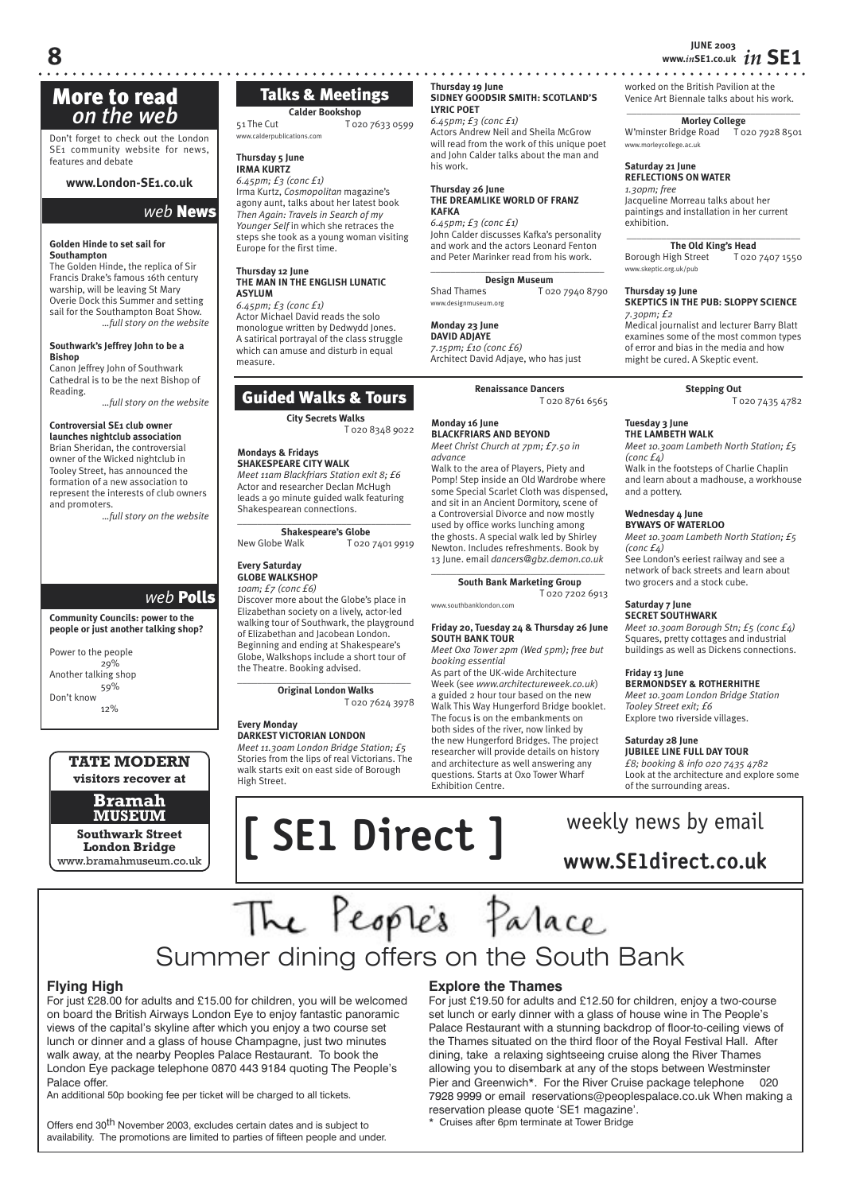## More to read *on the web*

Don't forget to check out the London SE1 community website for news, features and debate

**www.London-SE1.co.uk**

### *web* News

**Golden Hinde to set sail for Southampton**

The Golden Hinde, the replica of Sir Francis Drake's famous 16th century warship, will be leaving St Mary Overie Dock this Summer and setting sail for the Southampton Boat Show.

*...full story on the website*

**Southwark's Jeffrey John to be a Bishop**

Canon Jeffrey John of Southwark Cathedral is to be the next Bishop of Reading.

*...full story on the website*

**Controversial SE1 club owner launches nightclub association**

Brian Sheridan, the controversial owner of the Wicked nightclub in Tooley Street, has announced the formation of a new association to represent the interests of club owners and promoters.

*...full story on the website*

### *web* Polls

**Community Councils: power to the people or just another talking shop?**

Power to the people
29%
Another talking shop
59%
Don't know
12%

**TATE MODERN visitors recover at**

**Bramah MUSEUM**

**Southwark Street London Bridge**
www.bramahmuseum.co.uk

## Talks & Meetings

**Calder Bookshop**
51 The Cut T 020 7633 0599
www.calderpublications.com

**Thursday 5 June**
**IRMA KURTZ**
*6.45pm; £3 (conc £1)*
Irma Kurtz, *Cosmopolitan* magazine's agony aunt, talks about her latest book *Then Again: Travels in Search of my Younger Self* in which she retraces the steps she took as a young woman visiting Europe for the first time.

**Thursday 12 June**
**THE MAN IN THE ENGLISH LUNATIC ASYLUM**
*6.45pm; £3 (conc £1)*
Actor Michael David reads the solo monologue written by Dedwydd Jones. A satirical portrayal of the class struggle which can amuse and disturb in equal measure.

**Thursday 19 June**
**SIDNEY GOODSIR SMITH: SCOTLAND'S LYRIC POET**
*6.45pm; £3 (conc £1)*
Actors Andrew Neil and Sheila McGrow will read from the work of this unique poet and John Calder talks about the man and his work.

**Thursday 26 June**
**THE DREAMLIKE WORLD OF FRANZ KAFKA**
*6.45pm; £3 (conc £1)*
John Calder discusses Kafka's personality and work and the actors Leonard Fenton and Peter Marinker read from his work.

**Design Museum**
Shad Thames T 020 7940 8790
www.designmuseum.org

**Monday 23 June**
**DAVID ADJAYE**
*7.15pm; £10 (conc £6)*
Architect David Adjaye, who has just worked on the British Pavilion at the Venice Art Biennale talks about his work.

**Morley College**
W'minster Bridge Road T 020 7928 8501
www.morleycollege.ac.uk

**Saturday 21 June**
**REFLECTIONS ON WATER**
*1.30pm; free*
Jacqueline Morreau talks about her paintings and installation in her current exhibition.

**The Old King's Head**
Borough High Street T 020 7407 1550
www.skeptic.org.uk/pub

**Thursday 19 June**
**SKEPTICS IN THE PUB: SLOPPY SCIENCE**
*7.30pm; £2*
Medical journalist and lecturer Barry Blatt examines some of the most common types of error and bias in the media and how might be cured. A Skeptic event.

## Guided Walks & Tours

**City Secrets Walks**
T 020 8348 9022

**Mondays & Fridays**
**SHAKESPEARE CITY WALK**
*Meet 11am Blackfriars Station exit 8; £6*
Actor and researcher Declan McHugh leads a 90 minute guided walk featuring Shakespearean connections.

**Shakespeare's Globe**
New Globe Walk T 020 7401 9919

**Every Saturday**
**GLOBE WALKSHOP**
*10am; £7 (conc £6)*
Discover more about the Globe's place in Elizabethan society on a lively, actor-led walking tour of Southwark, the playground of Elizabethan and Jacobean London. Beginning and ending at Shakespeare's Globe, Walkshops include a short tour of the Theatre. Booking advised.

**Original London Walks**
T 020 7624 3978

**Every Monday**
**DARKEST VICTORIAN LONDON**
*Meet 11.30am London Bridge Station; £5*
Stories from the lips of real Victorians. The walk starts exit on east side of Borough High Street.

**Renaissance Dancers**
T 020 8761 6565

**Monday 16 June**
**BLACKFRIARS AND BEYOND**
*Meet Christ Church at 7pm; £7.50 in advance*
Walk to the area of Players, Piety and Pomp! Step inside an Old Wardrobe where some Special Scarlet Cloth was dispensed, and sit in an Ancient Dormitory, scene of a Controversial Divorce and now mostly used by office works lunching among the ghosts. A special walk led by Shirley Newton. Includes refreshments. Book by 13 June. email *dancers@gbz.demon.co.uk*

**South Bank Marketing Group**
T 020 7202 6913
www.southbanklondon.com

**Friday 20, Tuesday 24 & Thursday 26 June**
**SOUTH BANK TOUR**
*Meet Oxo Tower 2pm (Wed 5pm); free but booking essential*
As part of the UK-wide Architecture Week (see *www.architectureweek.co.uk*) a guided 2 hour tour based on the new Walk This Way Hungerford Bridge booklet. The focus is on the embankments on both sides of the river, now linked by the new Hungerford Bridges. The project researcher will provide details on history and architecture as well answering any questions. Starts at Oxo Tower Wharf Exhibition Centre.

**Stepping Out**
T 020 7435 4782

**Tuesday 3 June**
**THE LAMBETH WALK**
*Meet 10.30am Lambeth North Station; £5 (conc £4)*
Walk in the footsteps of Charlie Chaplin and learn about a madhouse, a workhouse and a pottery.

**Wednesday 4 June**
**BYWAYS OF WATERLOO**
*Meet 10.30am Lambeth North Station; £5 (conc £4)*
See London's eeriest railway and see a network of back streets and learn about two grocers and a stock cube.

**Saturday 7 June**
**SECRET SOUTHWARK**
*Meet 10.30am Borough Stn; £5 (conc £4)*
Squares, pretty cottages and industrial buildings as well as Dickens connections.

**Friday 13 June**
**BERMONDSEY & ROTHERHITHE**
*Meet 10.30am London Bridge Station Tooley Street exit; £6*
Explore two riverside villages.

**Saturday 28 June**
**JUBILEE LINE FULL DAY TOUR**
*£8; booking & info 020 7435 4782*
Look at the architecture and explore some of the surrounding areas.

**[ SE1 Direct ]** weekly news by email
**www.SE1direct.co.uk**

# The People's Palace

## Summer dining offers on the South Bank

### Flying High

For just £28.00 for adults and £15.00 for children, you will be welcomed on board the British Airways London Eye to enjoy fantastic panoramic views of the capital's skyline after which you enjoy a two course set lunch or dinner and a glass of house Champagne, just two minutes walk away, at the nearby Peoples Palace Restaurant. To book the London Eye package telephone 0870 443 9184 quoting The People's Palace offer.

An additional 50p booking fee per ticket will be charged to all tickets.

Offers end 30th November 2003, excludes certain dates and is subject to availability. The promotions are limited to parties of fifteen people and under.

### Explore the Thames

For just £19.50 for adults and £12.50 for children, enjoy a two-course set lunch or early dinner with a glass of house wine in The People's Palace Restaurant with a stunning backdrop of floor-to-ceiling views of the Thames situated on the third floor of the Royal Festival Hall. After dining, take a relaxing sightseeing cruise along the River Thames allowing you to disembark at any of the stops between Westminster Pier and Greenwich*. For the River Cruise package telephone 020 7928 9999 or email reservations@peoplespalace.co.uk When making a reservation please quote 'SE1 magazine'.

* Cruises after 6pm terminate at Tower Bridge